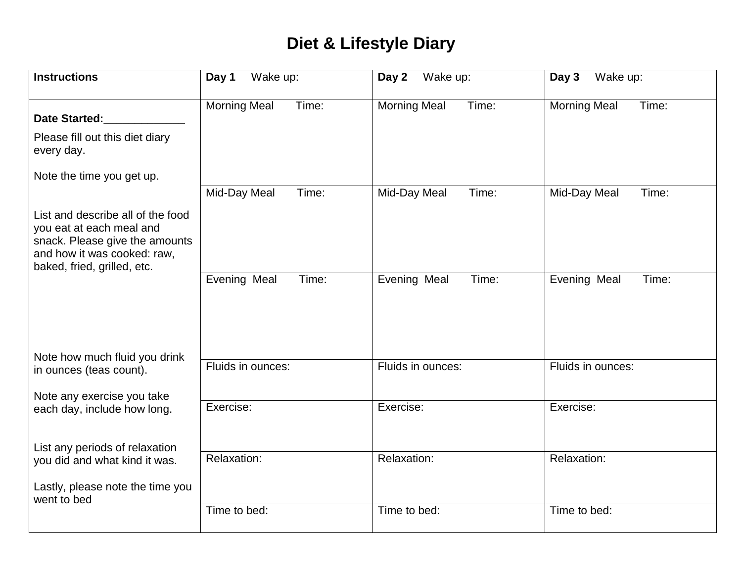# Diet & Lifestyle Diary

| **Instructions** | **Day 1** Wake up: | **Day 2** Wake up: | **Day 3** Wake up: |
|---|---|---|---|
| **Date Started:**_____________<br><br>Please fill out this diet diary every day.<br><br>Note the time you get up. | Morning Meal Time: | Morning Meal Time: | Morning Meal Time: |
| List and describe all of the food you eat at each meal and snack. Please give the amounts and how it was cooked: raw, baked, fried, grilled, etc. | Mid-Day Meal Time: | Mid-Day Meal Time: | Mid-Day Meal Time: |
| | Evening Meal Time: | Evening Meal Time: | Evening Meal Time: |
| Note how much fluid you drink in ounces (teas count). | Fluids in ounces: | Fluids in ounces: | Fluids in ounces: |
| Note any exercise you take each day, include how long. | Exercise: | Exercise: | Exercise: |
| List any periods of relaxation you did and what kind it was. | Relaxation: | Relaxation: | Relaxation: |
| Lastly, please note the time you went to bed | Time to bed: | Time to bed: | Time to bed: |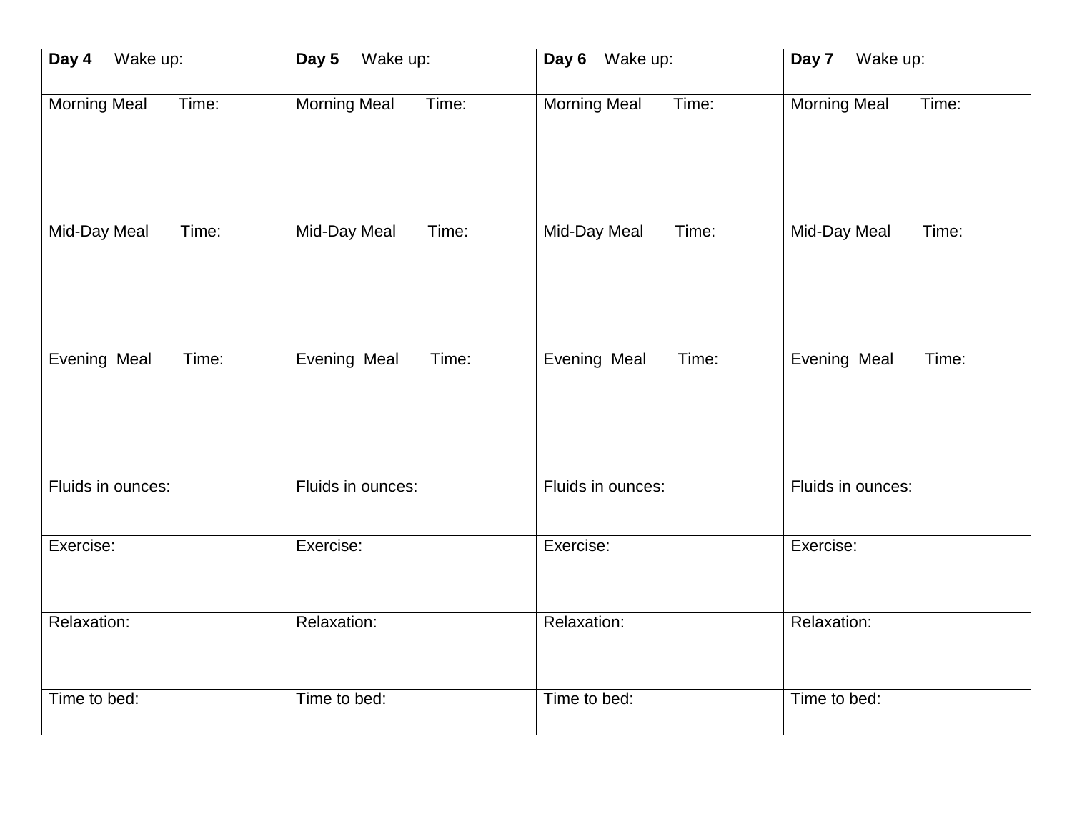| **Day 4** Wake up: | **Day 5** Wake up: | **Day 6** Wake up: | **Day 7** Wake up: |
|---|---|---|---|
| Morning Meal Time: | Morning Meal Time: | Morning Meal Time: | Morning Meal Time: |
| Mid-Day Meal Time: | Mid-Day Meal Time: | Mid-Day Meal Time: | Mid-Day Meal Time: |
| Evening Meal Time: | Evening Meal Time: | Evening Meal Time: | Evening Meal Time: |
| Fluids in ounces: | Fluids in ounces: | Fluids in ounces: | Fluids in ounces: |
| Exercise: | Exercise: | Exercise: | Exercise: |
| Relaxation: | Relaxation: | Relaxation: | Relaxation: |
| Time to bed: | Time to bed: | Time to bed: | Time to bed: |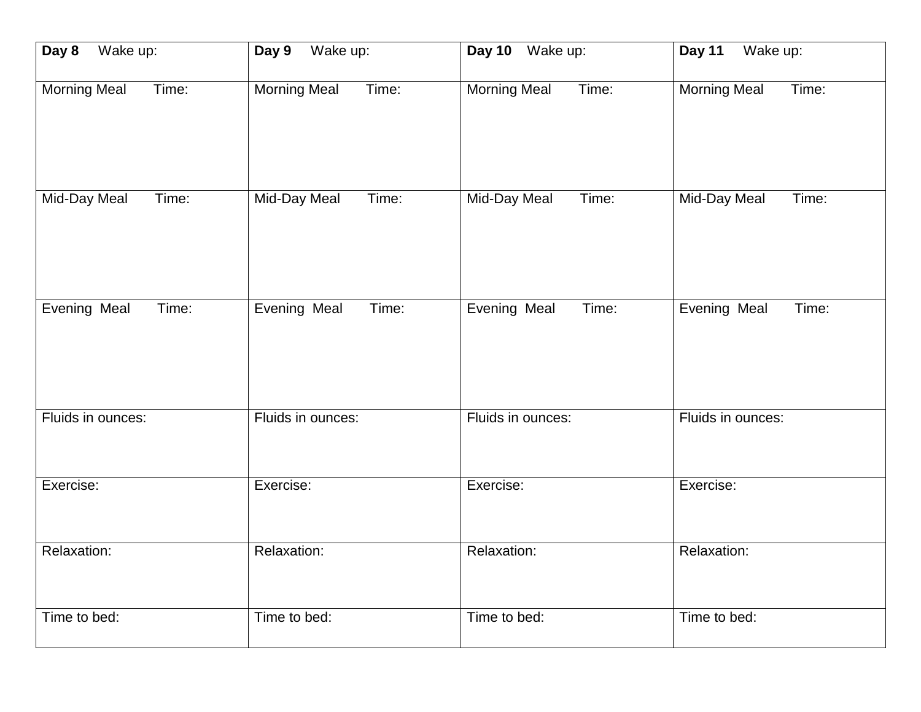| **Day 8** Wake up: | **Day 9** Wake up: | **Day 10** Wake up: | **Day 11** Wake up: |
| --- | --- | --- | --- |
| Morning Meal Time: | Morning Meal Time: | Morning Meal Time: | Morning Meal Time: |
| Mid-Day Meal Time: | Mid-Day Meal Time: | Mid-Day Meal Time: | Mid-Day Meal Time: |
| Evening Meal Time: | Evening Meal Time: | Evening Meal Time: | Evening Meal Time: |
| Fluids in ounces: | Fluids in ounces: | Fluids in ounces: | Fluids in ounces: |
| Exercise: | Exercise: | Exercise: | Exercise: |
| Relaxation: | Relaxation: | Relaxation: | Relaxation: |
| Time to bed: | Time to bed: | Time to bed: | Time to bed: |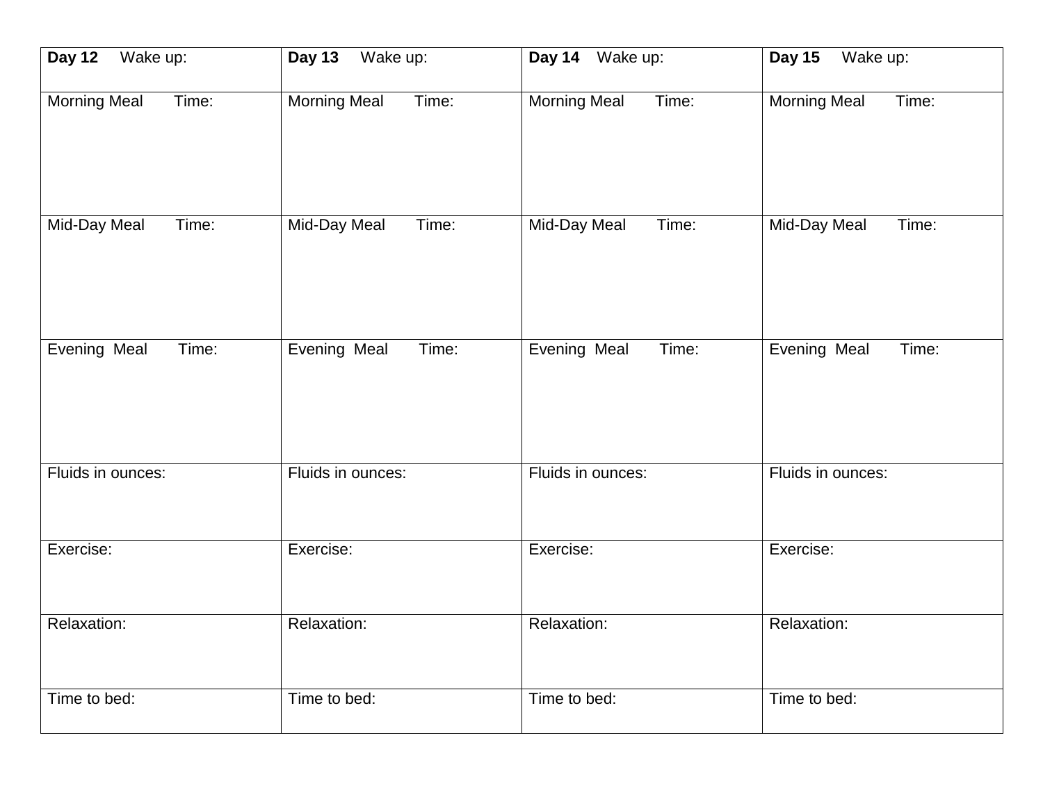| **Day 12** Wake up: | **Day 13** Wake up: | **Day 14** Wake up: | **Day 15** Wake up: |
|---|---|---|---|
| Morning Meal Time: | Morning Meal Time: | Morning Meal Time: | Morning Meal Time: |
| Mid-Day Meal Time: | Mid-Day Meal Time: | Mid-Day Meal Time: | Mid-Day Meal Time: |
| Evening Meal Time: | Evening Meal Time: | Evening Meal Time: | Evening Meal Time: |
| Fluids in ounces: | Fluids in ounces: | Fluids in ounces: | Fluids in ounces: |
| Exercise: | Exercise: | Exercise: | Exercise: |
| Relaxation: | Relaxation: | Relaxation: | Relaxation: |
| Time to bed: | Time to bed: | Time to bed: | Time to bed: |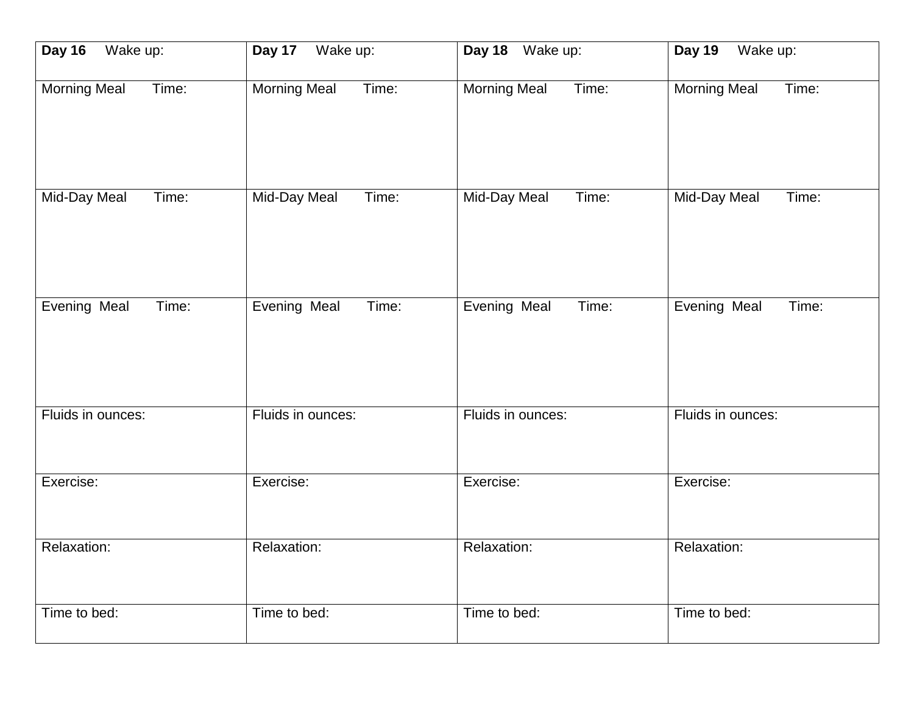| **Day 16** Wake up: | **Day 17** Wake up: | **Day 18** Wake up: | **Day 19** Wake up: |
|---|---|---|---|
| Morning Meal Time: | Morning Meal Time: | Morning Meal Time: | Morning Meal Time: |
| Mid-Day Meal Time: | Mid-Day Meal Time: | Mid-Day Meal Time: | Mid-Day Meal Time: |
| Evening Meal Time: | Evening Meal Time: | Evening Meal Time: | Evening Meal Time: |
| Fluids in ounces: | Fluids in ounces: | Fluids in ounces: | Fluids in ounces: |
| Exercise: | Exercise: | Exercise: | Exercise: |
| Relaxation: | Relaxation: | Relaxation: | Relaxation: |
| Time to bed: | Time to bed: | Time to bed: | Time to bed: |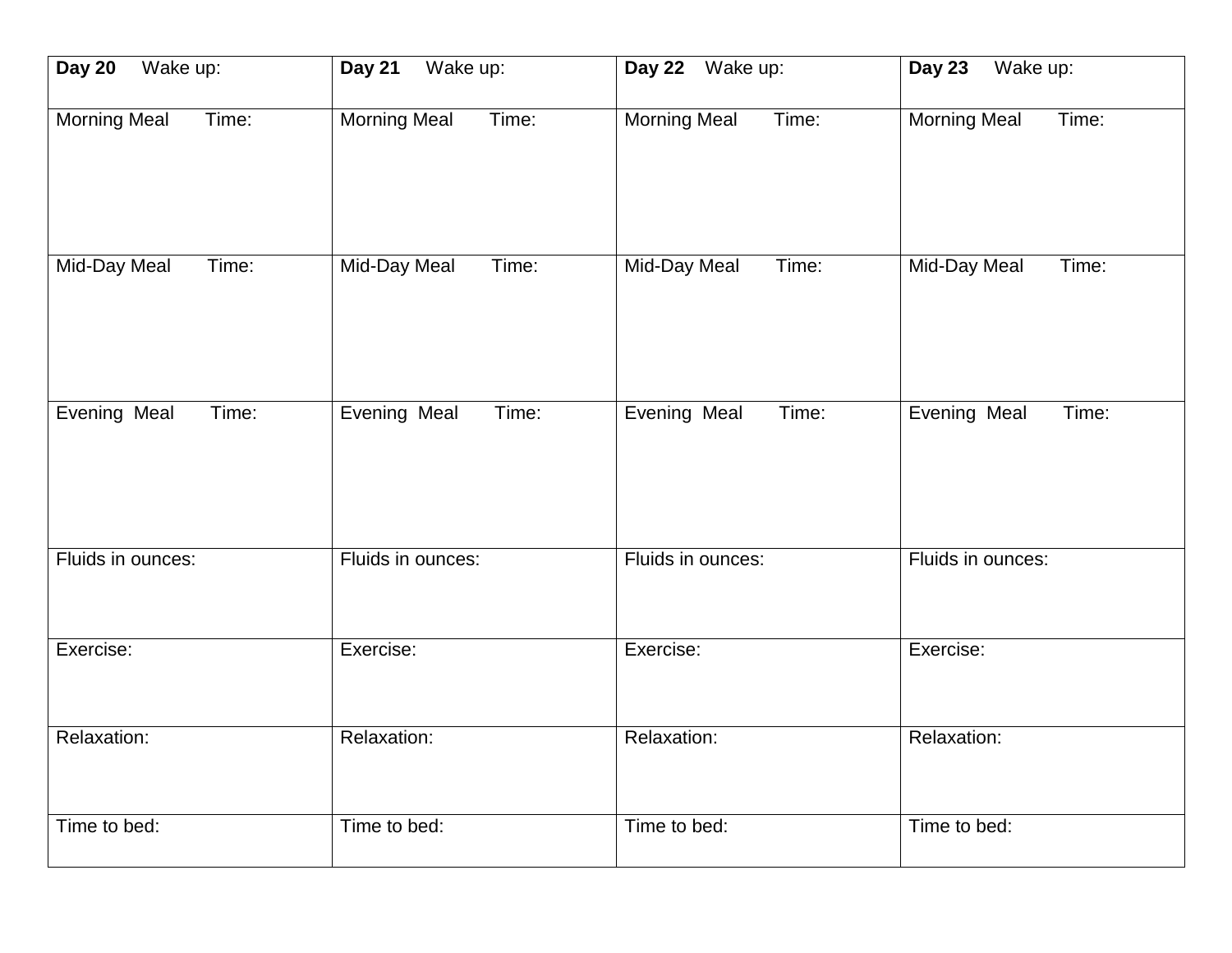| **Day 20** Wake up: | **Day 21** Wake up: | **Day 22** Wake up: | **Day 23** Wake up: |
|---|---|---|---|
| Morning Meal Time: | Morning Meal Time: | Morning Meal Time: | Morning Meal Time: |
| Mid-Day Meal Time: | Mid-Day Meal Time: | Mid-Day Meal Time: | Mid-Day Meal Time: |
| Evening Meal Time: | Evening Meal Time: | Evening Meal Time: | Evening Meal Time: |
| Fluids in ounces: | Fluids in ounces: | Fluids in ounces: | Fluids in ounces: |
| Exercise: | Exercise: | Exercise: | Exercise: |
| Relaxation: | Relaxation: | Relaxation: | Relaxation: |
| Time to bed: | Time to bed: | Time to bed: | Time to bed: |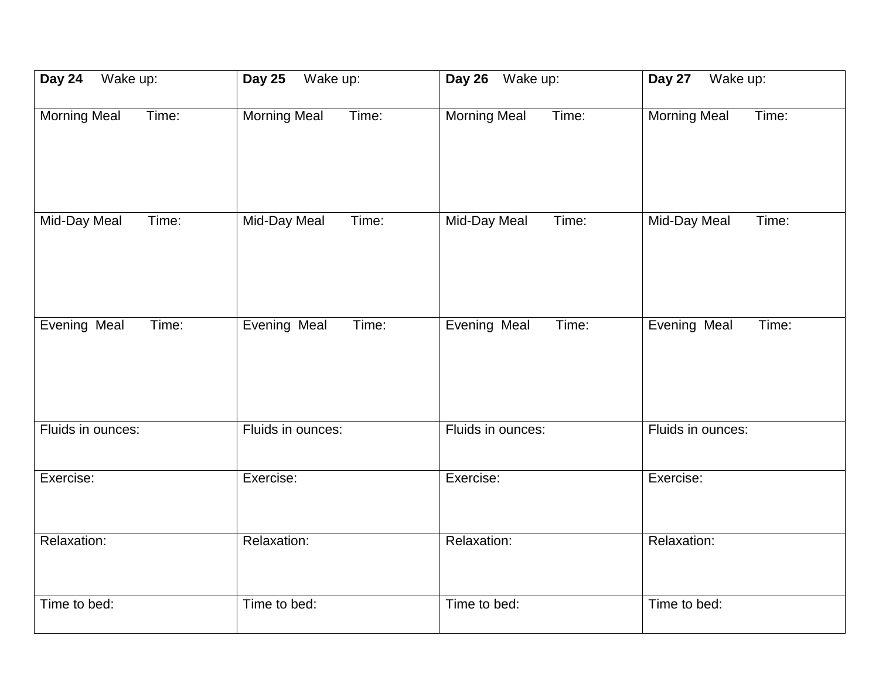| **Day 24** Wake up: | **Day 25** Wake up: | **Day 26** Wake up: | **Day 27** Wake up: |
|---|---|---|---|
| Morning Meal Time: | Morning Meal Time: | Morning Meal Time: | Morning Meal Time: |
| Mid-Day Meal Time: | Mid-Day Meal Time: | Mid-Day Meal Time: | Mid-Day Meal Time: |
| Evening Meal Time: | Evening Meal Time: | Evening Meal Time: | Evening Meal Time: |
| Fluids in ounces: | Fluids in ounces: | Fluids in ounces: | Fluids in ounces: |
| Exercise: | Exercise: | Exercise: | Exercise: |
| Relaxation: | Relaxation: | Relaxation: | Relaxation: |
| Time to bed: | Time to bed: | Time to bed: | Time to bed: |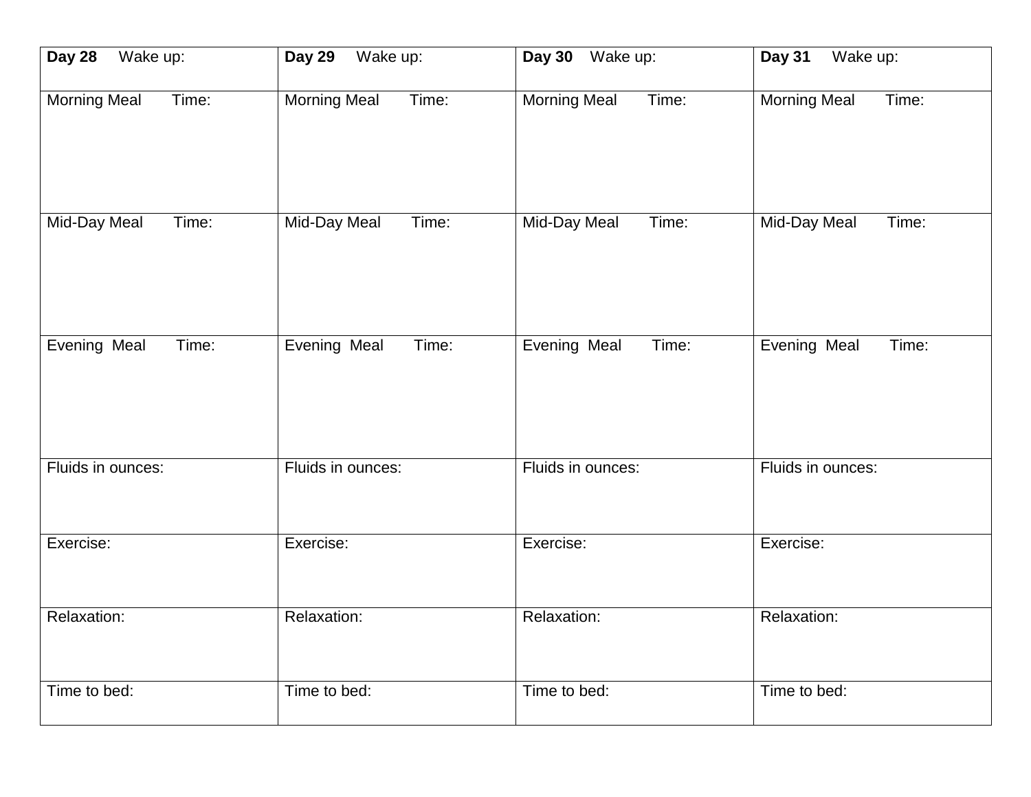| **Day 28** Wake up: | **Day 29** Wake up: | **Day 30** Wake up: | **Day 31** Wake up: |
| --- | --- | --- | --- |
| Morning Meal Time: | Morning Meal Time: | Morning Meal Time: | Morning Meal Time: |
| Mid-Day Meal Time: | Mid-Day Meal Time: | Mid-Day Meal Time: | Mid-Day Meal Time: |
| Evening Meal Time: | Evening Meal Time: | Evening Meal Time: | Evening Meal Time: |
| Fluids in ounces: | Fluids in ounces: | Fluids in ounces: | Fluids in ounces: |
| Exercise: | Exercise: | Exercise: | Exercise: |
| Relaxation: | Relaxation: | Relaxation: | Relaxation: |
| Time to bed: | Time to bed: | Time to bed: | Time to bed: |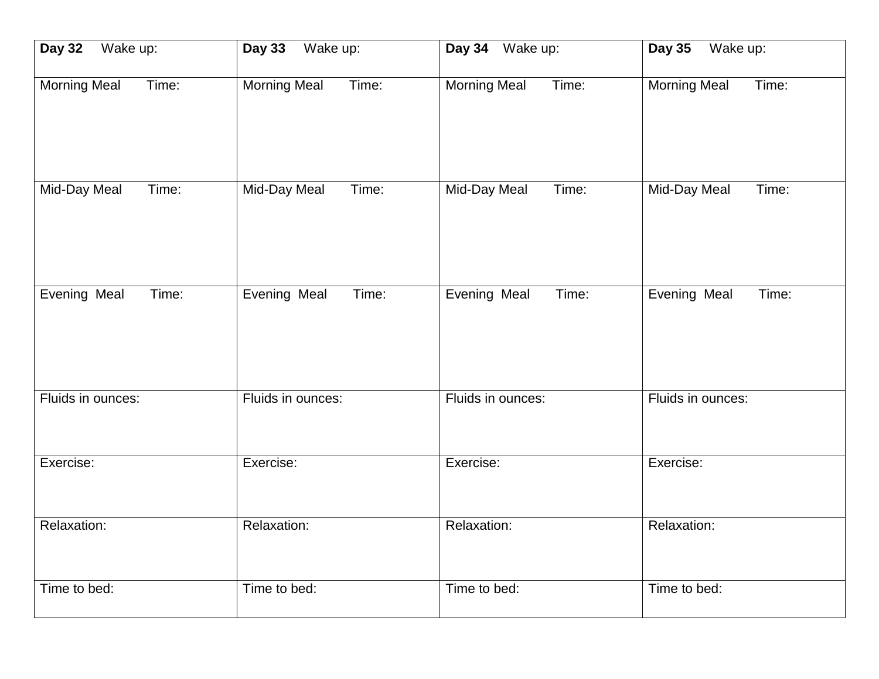| **Day 32** Wake up: | **Day 33** Wake up: | **Day 34** Wake up: | **Day 35** Wake up: |
| --- | --- | --- | --- |
| Morning Meal Time: | Morning Meal Time: | Morning Meal Time: | Morning Meal Time: |
| Mid-Day Meal Time: | Mid-Day Meal Time: | Mid-Day Meal Time: | Mid-Day Meal Time: |
| Evening Meal Time: | Evening Meal Time: | Evening Meal Time: | Evening Meal Time: |
| Fluids in ounces: | Fluids in ounces: | Fluids in ounces: | Fluids in ounces: |
| Exercise: | Exercise: | Exercise: | Exercise: |
| Relaxation: | Relaxation: | Relaxation: | Relaxation: |
| Time to bed: | Time to bed: | Time to bed: | Time to bed: |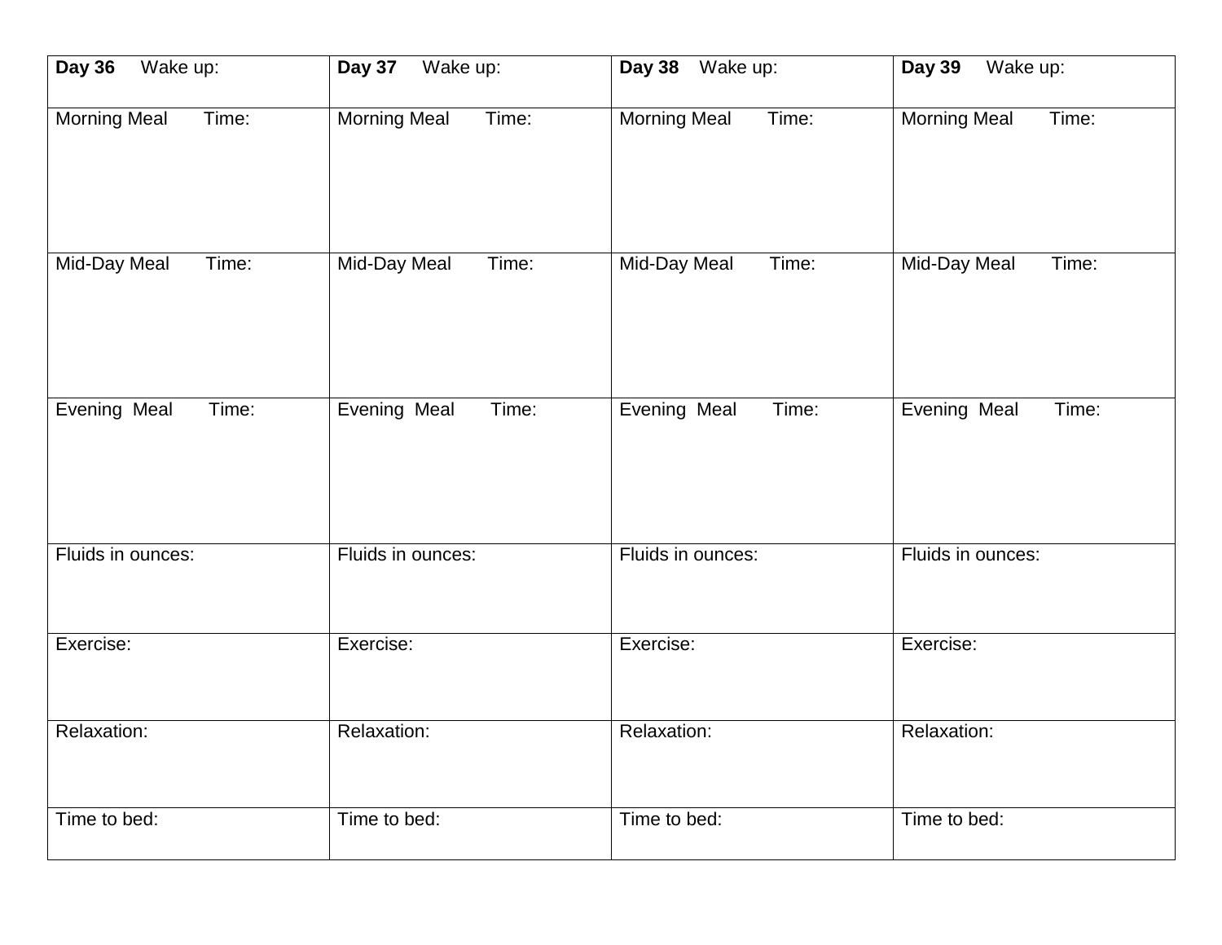| **Day 36** Wake up: | **Day 37** Wake up: | **Day 38** Wake up: | **Day 39** Wake up: |
|---|---|---|---|
| Morning Meal Time: | Morning Meal Time: | Morning Meal Time: | Morning Meal Time: |
| Mid-Day Meal Time: | Mid-Day Meal Time: | Mid-Day Meal Time: | Mid-Day Meal Time: |
| Evening Meal Time: | Evening Meal Time: | Evening Meal Time: | Evening Meal Time: |
| Fluids in ounces: | Fluids in ounces: | Fluids in ounces: | Fluids in ounces: |
| Exercise: | Exercise: | Exercise: | Exercise: |
| Relaxation: | Relaxation: | Relaxation: | Relaxation: |
| Time to bed: | Time to bed: | Time to bed: | Time to bed: |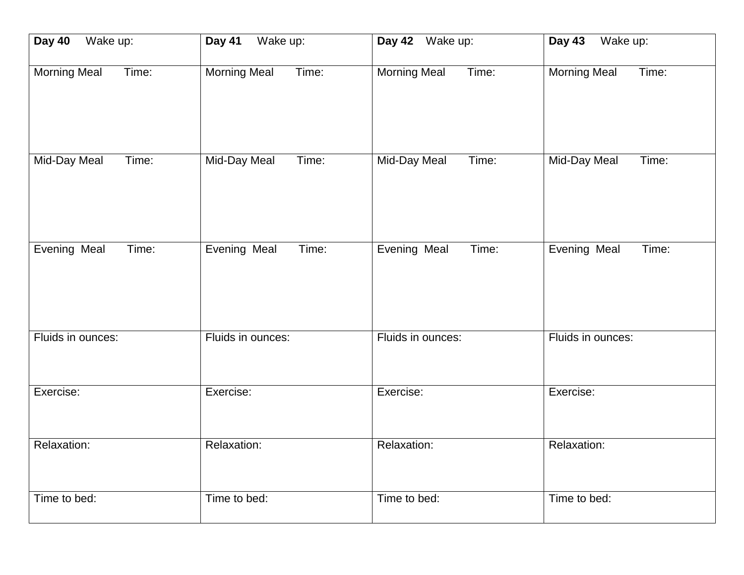| **Day 40** Wake up: | **Day 41** Wake up: | **Day 42** Wake up: | **Day 43** Wake up: |
| --- | --- | --- | --- |
| Morning Meal Time: | Morning Meal Time: | Morning Meal Time: | Morning Meal Time: |
| Mid-Day Meal Time: | Mid-Day Meal Time: | Mid-Day Meal Time: | Mid-Day Meal Time: |
| Evening Meal Time: | Evening Meal Time: | Evening Meal Time: | Evening Meal Time: |
| Fluids in ounces: | Fluids in ounces: | Fluids in ounces: | Fluids in ounces: |
| Exercise: | Exercise: | Exercise: | Exercise: |
| Relaxation: | Relaxation: | Relaxation: | Relaxation: |
| Time to bed: | Time to bed: | Time to bed: | Time to bed: |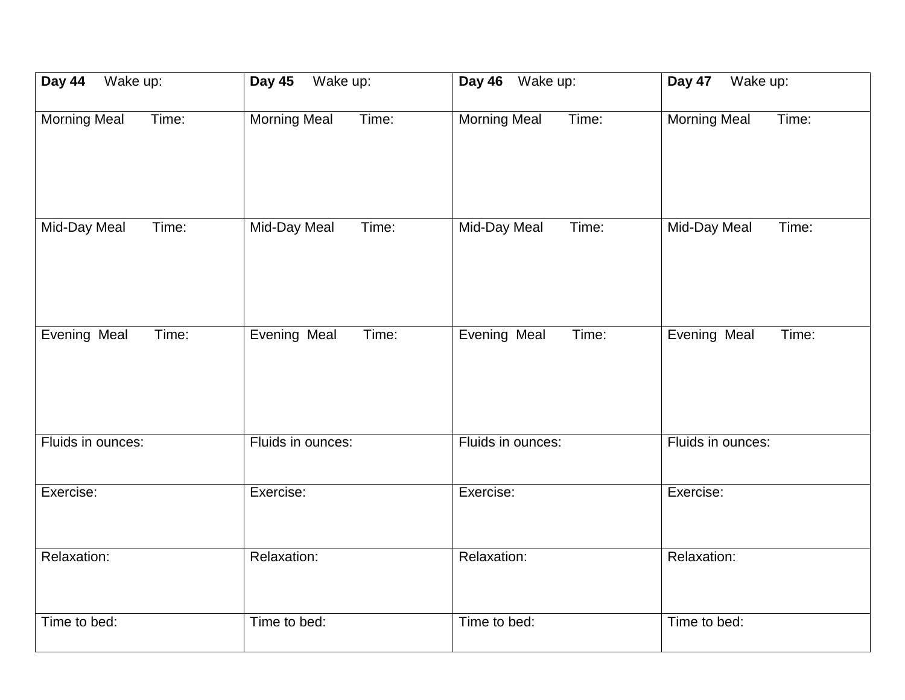| **Day 44** Wake up: | **Day 45** Wake up: | **Day 46** Wake up: | **Day 47** Wake up: |
| --- | --- | --- | --- |
| Morning Meal Time: | Morning Meal Time: | Morning Meal Time: | Morning Meal Time: |
| Mid-Day Meal Time: | Mid-Day Meal Time: | Mid-Day Meal Time: | Mid-Day Meal Time: |
| Evening Meal Time: | Evening Meal Time: | Evening Meal Time: | Evening Meal Time: |
| Fluids in ounces: | Fluids in ounces: | Fluids in ounces: | Fluids in ounces: |
| Exercise: | Exercise: | Exercise: | Exercise: |
| Relaxation: | Relaxation: | Relaxation: | Relaxation: |
| Time to bed: | Time to bed: | Time to bed: | Time to bed: |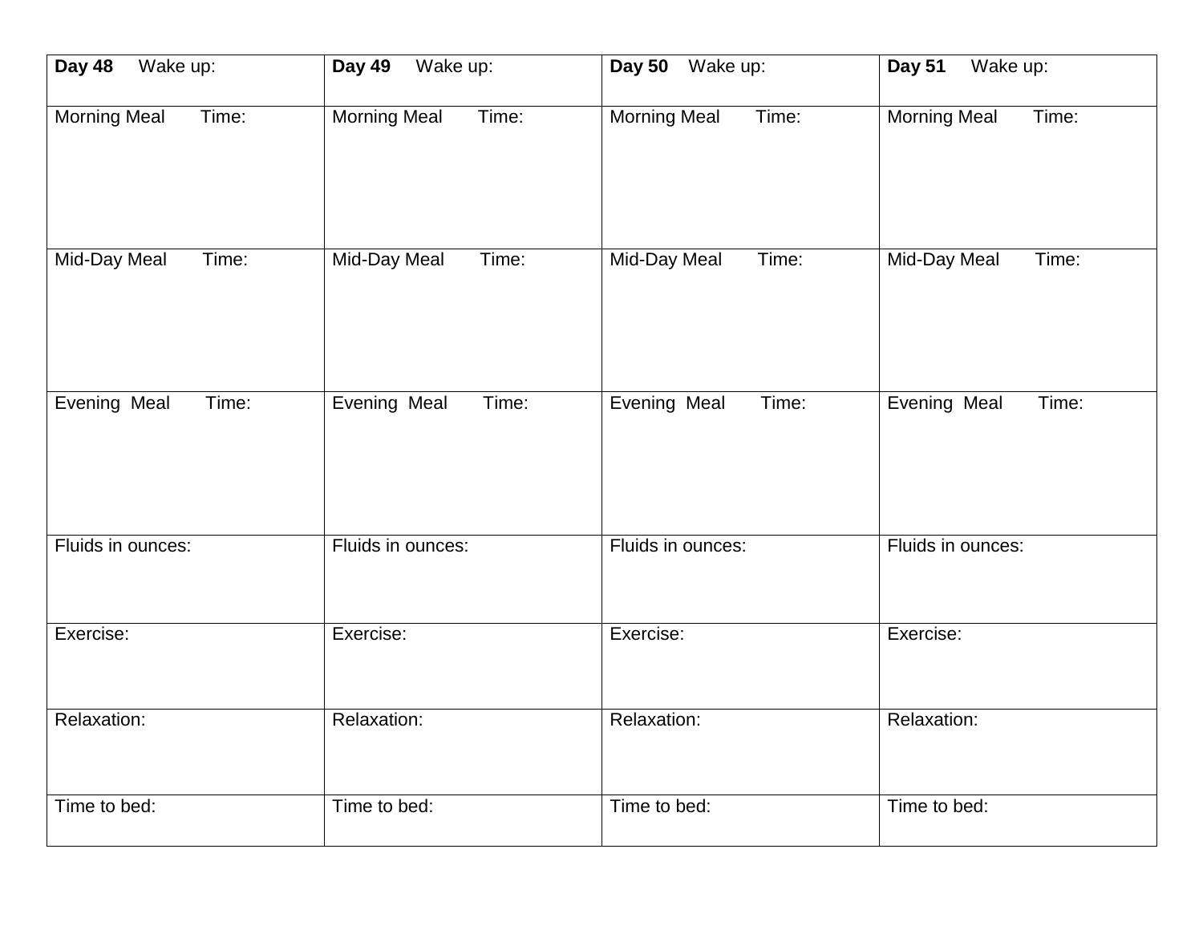| **Day 48** Wake up: | **Day 49** Wake up: | **Day 50** Wake up: | **Day 51** Wake up: |
| --- | --- | --- | --- |
| Morning Meal Time: | Morning Meal Time: | Morning Meal Time: | Morning Meal Time: |
| Mid-Day Meal Time: | Mid-Day Meal Time: | Mid-Day Meal Time: | Mid-Day Meal Time: |
| Evening Meal Time: | Evening Meal Time: | Evening Meal Time: | Evening Meal Time: |
| Fluids in ounces: | Fluids in ounces: | Fluids in ounces: | Fluids in ounces: |
| Exercise: | Exercise: | Exercise: | Exercise: |
| Relaxation: | Relaxation: | Relaxation: | Relaxation: |
| Time to bed: | Time to bed: | Time to bed: | Time to bed: |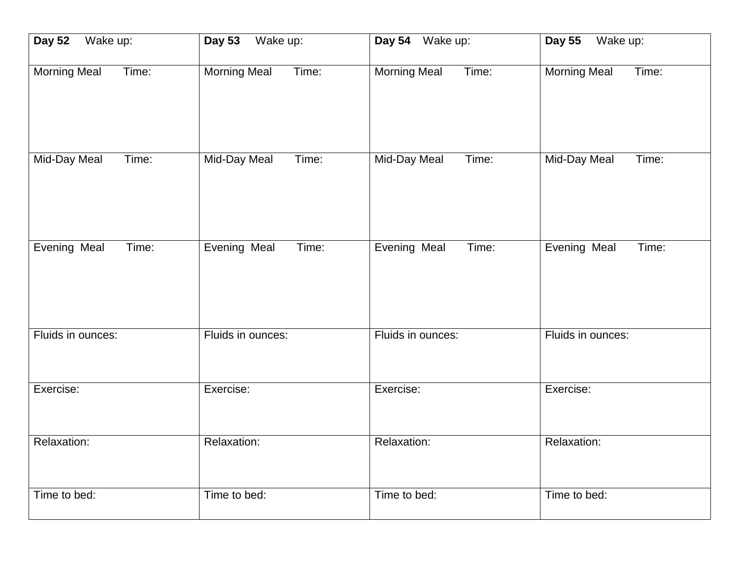| | | | |
|---|---|---|---|
| **Day 52** Wake up: | **Day 53** Wake up: | **Day 54** Wake up: | **Day 55** Wake up: |
| Morning Meal Time: | Morning Meal Time: | Morning Meal Time: | Morning Meal Time: |
| Mid-Day Meal Time: | Mid-Day Meal Time: | Mid-Day Meal Time: | Mid-Day Meal Time: |
| Evening Meal Time: | Evening Meal Time: | Evening Meal Time: | Evening Meal Time: |
| Fluids in ounces: | Fluids in ounces: | Fluids in ounces: | Fluids in ounces: |
| Exercise: | Exercise: | Exercise: | Exercise: |
| Relaxation: | Relaxation: | Relaxation: | Relaxation: |
| Time to bed: | Time to bed: | Time to bed: | Time to bed: |